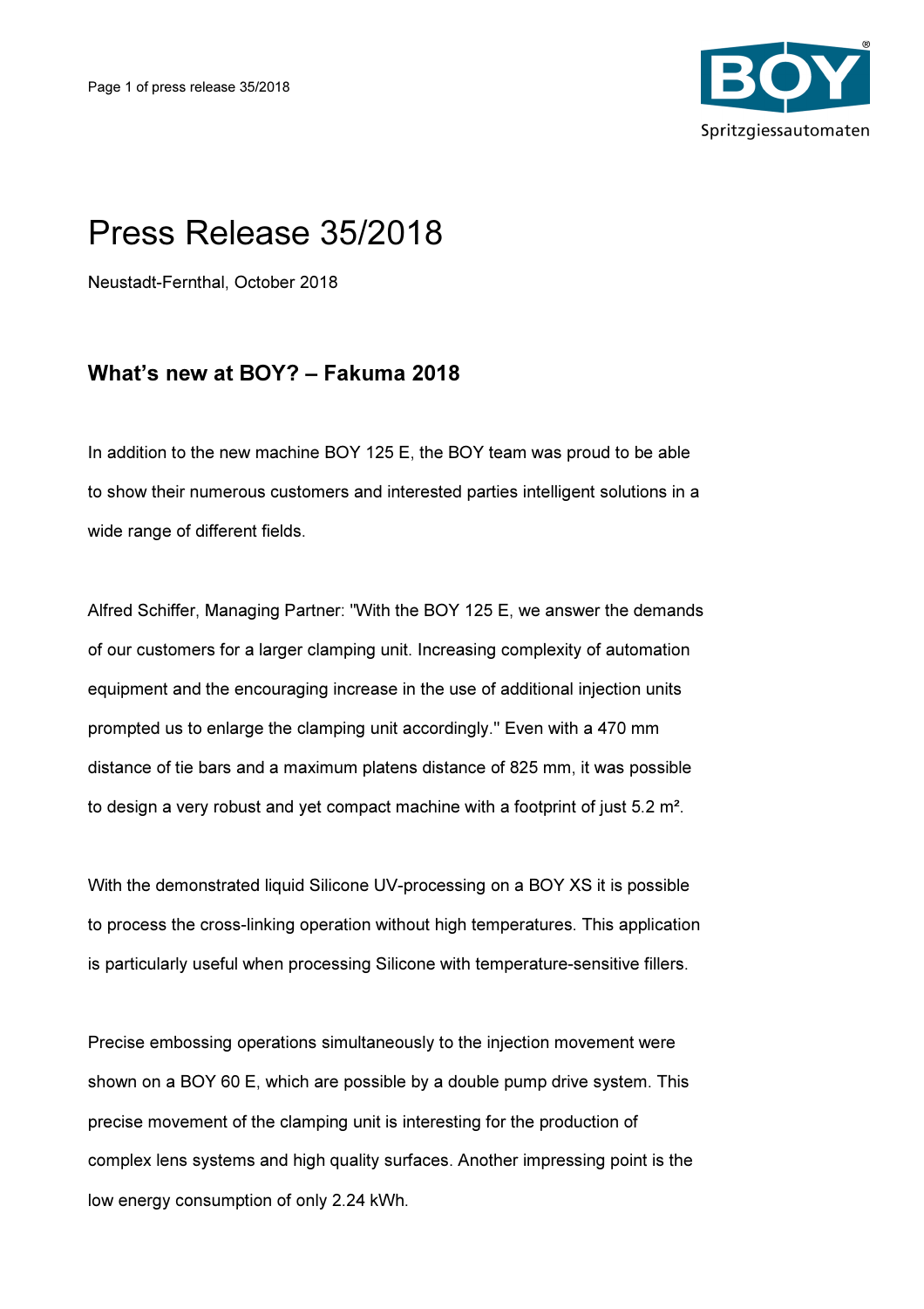# Press Release 35/2018

Neustadt-Fernthal, October 2018

## What's new at BOY? – Fakuma 2018

In addition to the new machine BOY 125 E, the BOY team was proud to be able to show their numerous customers and interested parties intelligent solutions in a wide range of different fields.

Alfred Schiffer, Managing Partner: "With the BOY 125 E, we answer the demands of our customers for a larger clamping unit. Increasing complexity of automation equipment and the encouraging increase in the use of additional injection units prompted us to enlarge the clamping unit accordingly." Even with a 470 mm distance of tie bars and a maximum platens distance of 825 mm, it was possible to design a very robust and yet compact machine with a footprint of just 5.2 m².

With the demonstrated liquid Silicone UV-processing on a BOY XS it is possible to process the cross-linking operation without high temperatures. This application is particularly useful when processing Silicone with temperature-sensitive fillers.

Precise embossing operations simultaneously to the injection movement were shown on a BOY 60 E, which are possible by a double pump drive system. This precise movement of the clamping unit is interesting for the production of complex lens systems and high quality surfaces. Another impressing point is the low energy consumption of only 2.24 kWh.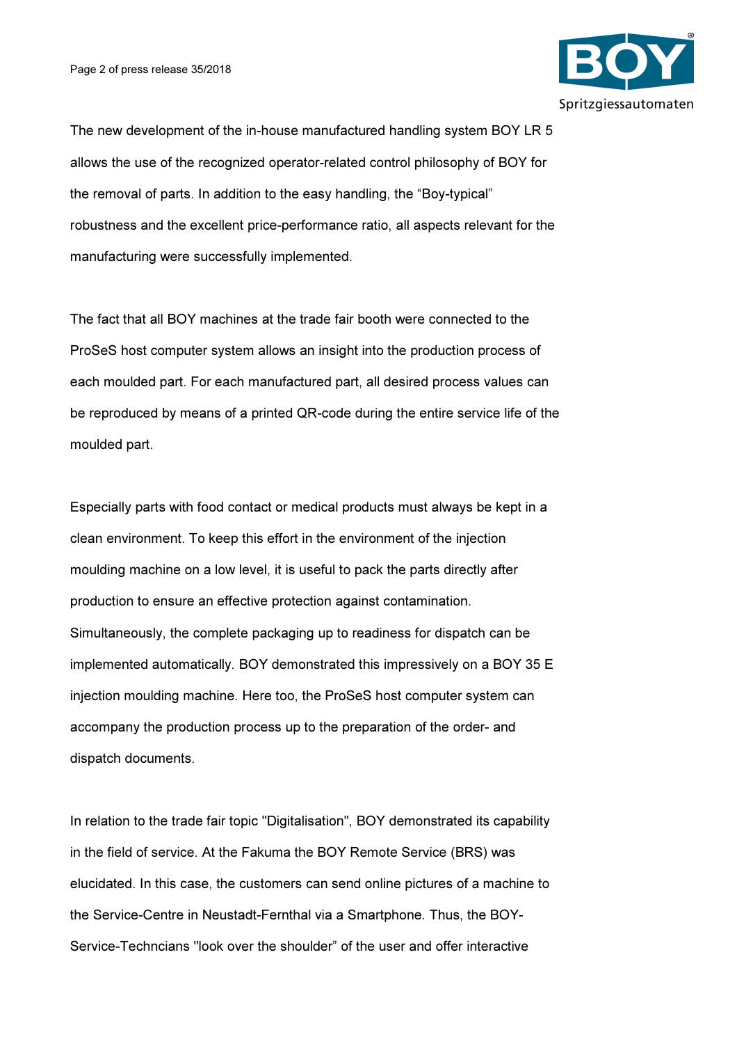The new development of the in-house manufactured handling system BOY LR 5 allows the use of the recognized operator-related control philosophy of BOY for the removal of parts. In addition to the easy handling, the “Boy-typical” robustness and the excellent price-performance ratio, all aspects relevant for the manufacturing were successfully implemented.

The fact that all BOY machines at the trade fair booth were connected to the ProSeS host computer system allows an insight into the production process of each moulded part. For each manufactured part, all desired process values can be reproduced by means of a printed QR-code during the entire service life of the moulded part.

Especially parts with food contact or medical products must always be kept in a clean environment. To keep this effort in the environment of the injection moulding machine on a low level, it is useful to pack the parts directly after production to ensure an effective protection against contamination. Simultaneously, the complete packaging up to readiness for dispatch can be implemented automatically. BOY demonstrated this impressively on a BOY 35 E injection moulding machine. Here too, the ProSeS host computer system can accompany the production process up to the preparation of the order- and dispatch documents.

In relation to the trade fair topic "Digitalisation", BOY demonstrated its capability in the field of service. At the Fakuma the BOY Remote Service (BRS) was elucidated. In this case, the customers can send online pictures of a machine to the Service-Centre in Neustadt-Fernthal via a Smartphone. Thus, the BOY-Service-Techncians "look over the shoulder” of the user and offer interactive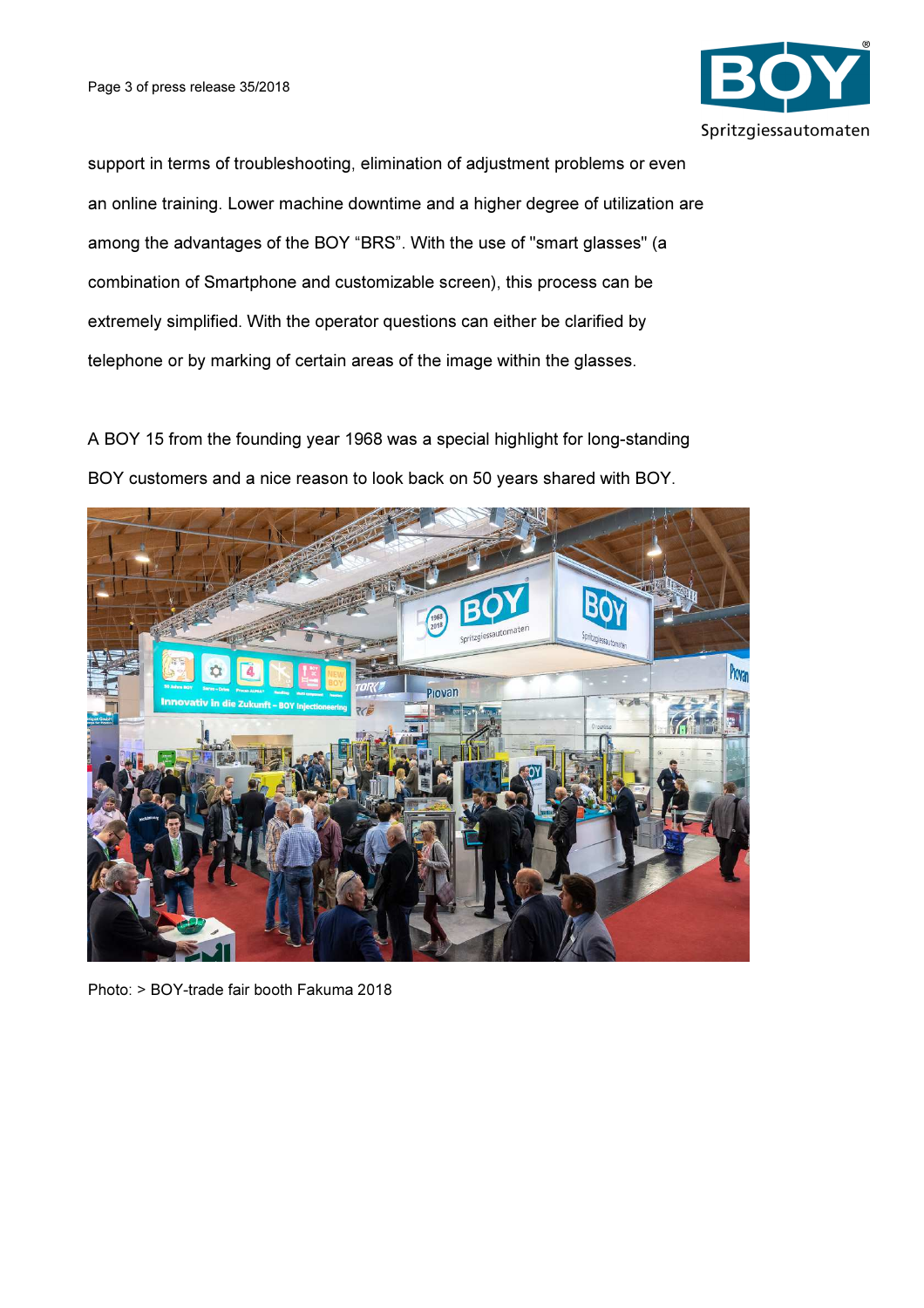support in terms of troubleshooting, elimination of adjustment problems or even an online training. Lower machine downtime and a higher degree of utilization are among the advantages of the BOY “BRS”. With the use of "smart glasses" (a combination of Smartphone and customizable screen), this process can be extremely simplified. With the operator questions can either be clarified by telephone or by marking of certain areas of the image within the glasses.

A BOY 15 from the founding year 1968 was a special highlight for long-standing BOY customers and a nice reason to look back on 50 years shared with BOY.

Photo: > BOY-trade fair booth Fakuma 2018